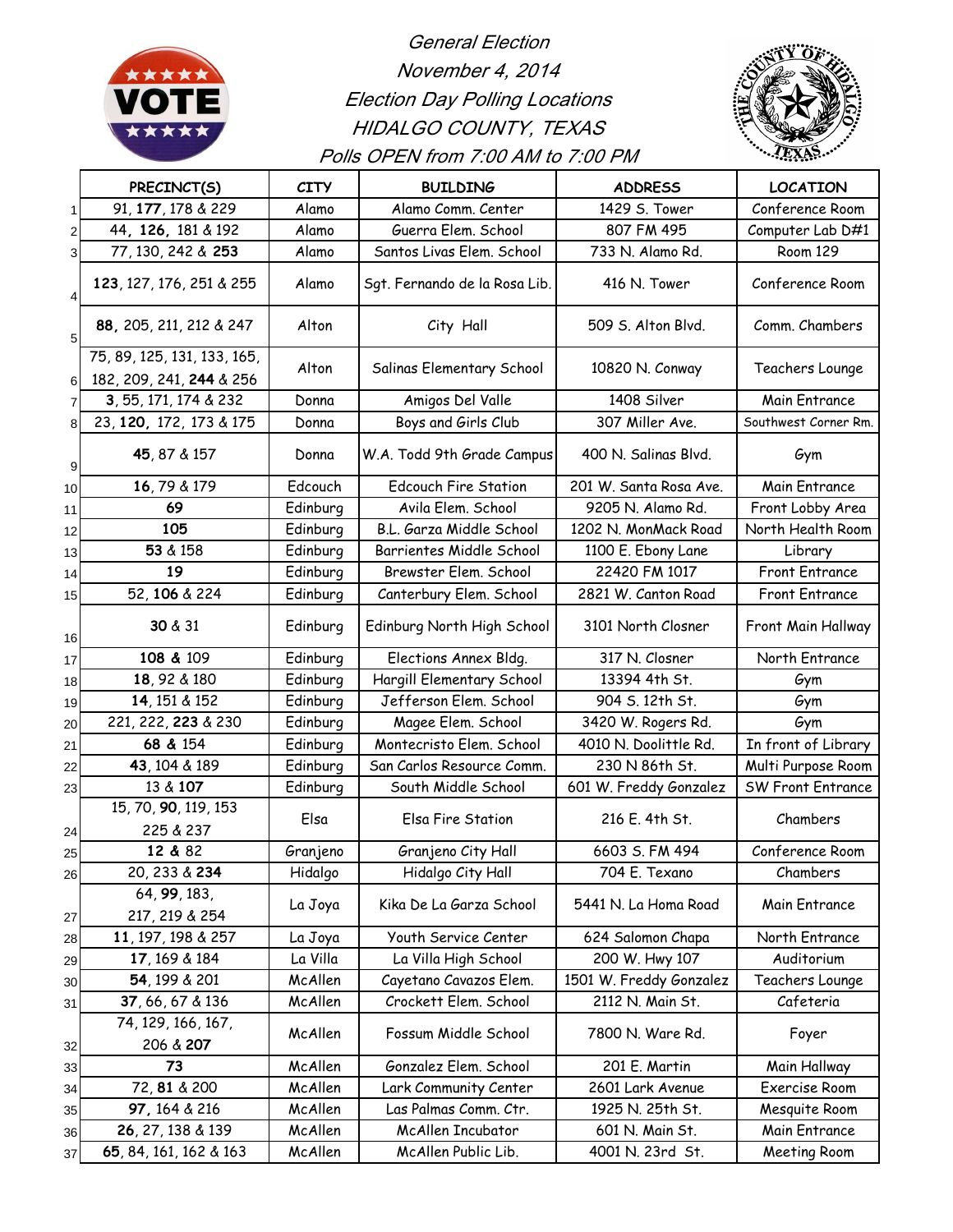*General Election*

*November 4, 2014*

*Election Day Polling Locations*

*HIDALGO COUNTY, TEXAS*

*Polls OPEN from 7:00 AM to 7:00 PM*

| | PRECINCT(S) | CITY | BUILDING | ADDRESS | LOCATION |
|---|---|---|---|---|---|
| 1 | 91, **177**, 178 & 229 | Alamo | Alamo Comm. Center | 1429 S. Tower | Conference Room |
| 2 | 44, **126**, 181 & 192 | Alamo | Guerra Elem. School | 807 FM 495 | Computer Lab D#1 |
| 3 | 77, 130, 242 & **253** | Alamo | Santos Livas Elem. School | 733 N. Alamo Rd. | Room 129 |
| 4 | **123**, 127, 176, 251 & 255 | Alamo | Sgt. Fernando de la Rosa Lib. | 416 N. Tower | Conference Room |
| 5 | **88**, 205, 211, 212 & 247 | Alton | City Hall | 509 S. Alton Blvd. | Comm. Chambers |
| 6 | 75, 89, 125, 131, 133, 165, 182, 209, 241, **244** & 256 | Alton | Salinas Elementary School | 10820 N. Conway | Teachers Lounge |
| 7 | **3**, 55, 171, 174 & 232 | Donna | Amigos Del Valle | 1408 Silver | Main Entrance |
| 8 | 23, **120**, 172, 173 & 175 | Donna | Boys and Girls Club | 307 Miller Ave. | Southwest Corner Rm. |
| 9 | **45**, 87 & 157 | Donna | W.A. Todd 9th Grade Campus | 400 N. Salinas Blvd. | Gym |
| 10 | **16**, 79 & 179 | Edcouch | Edcouch Fire Station | 201 W. Santa Rosa Ave. | Main Entrance |
| 11 | **69** | Edinburg | Avila Elem. School | 9205 N. Alamo Rd. | Front Lobby Area |
| 12 | **105** | Edinburg | B.L. Garza Middle School | 1202 N. MonMack Road | North Health Room |
| 13 | **53** & 158 | Edinburg | Barrientes Middle School | 1100 E. Ebony Lane | Library |
| 14 | **19** | Edinburg | Brewster Elem. School | 22420 FM 1017 | Front Entrance |
| 15 | 52, **106** & 224 | Edinburg | Canterbury Elem. School | 2821 W. Canton Road | Front Entrance |
| 16 | **30** & 31 | Edinburg | Edinburg North High School | 3101 North Closner | Front Main Hallway |
| 17 | **108** & 109 | Edinburg | Elections Annex Bldg. | 317 N. Closner | North Entrance |
| 18 | **18**, 92 & 180 | Edinburg | Hargill Elementary School | 13394 4th St. | Gym |
| 19 | **14**, 151 & 152 | Edinburg | Jefferson Elem. School | 904 S. 12th St. | Gym |
| 20 | 221, 222, **223** & 230 | Edinburg | Magee Elem. School | 3420 W. Rogers Rd. | Gym |
| 21 | **68** & 154 | Edinburg | Montecristo Elem. School | 4010 N. Doolittle Rd. | In front of Library |
| 22 | **43**, 104 & 189 | Edinburg | San Carlos Resource Comm. | 230 N 86th St. | Multi Purpose Room |
| 23 | 13 & **107** | Edinburg | South Middle School | 601 W. Freddy Gonzalez | SW Front Entrance |
| 24 | 15, 70, **90**, 119, 153 225 & 237 | Elsa | Elsa Fire Station | 216 E. 4th St. | Chambers |
| 25 | **12** & 82 | Granjeno | Granjeno City Hall | 6603 S. FM 494 | Conference Room |
| 26 | 20, 233 & **234** | Hidalgo | Hidalgo City Hall | 704 E. Texano | Chambers |
| 27 | 64, **99**, 183, 217, 219 & 254 | La Joya | Kika De La Garza School | 5441 N. La Homa Road | Main Entrance |
| 28 | **11**, 197, 198 & 257 | La Joya | Youth Service Center | 624 Salomon Chapa | North Entrance |
| 29 | **17**, 169 & 184 | La Villa | La Villa High School | 200 W. Hwy 107 | Auditorium |
| 30 | **54**, 199 & 201 | McAllen | Cayetano Cavazos Elem. | 1501 W. Freddy Gonzalez | Teachers Lounge |
| 31 | **37**, 66, 67 & 136 | McAllen | Crockett Elem. School | 2112 N. Main St. | Cafeteria |
| 32 | 74, 129, 166, 167, 206 & **207** | McAllen | Fossum Middle School | 7800 N. Ware Rd. | Foyer |
| 33 | **73** | McAllen | Gonzalez Elem. School | 201 E. Martin | Main Hallway |
| 34 | 72, **81** & 200 | McAllen | Lark Community Center | 2601 Lark Avenue | Exercise Room |
| 35 | **97**, 164 & 216 | McAllen | Las Palmas Comm. Ctr. | 1925 N. 25th St. | Mesquite Room |
| 36 | **26**, 27, 138 & 139 | McAllen | McAllen Incubator | 601 N. Main St. | Main Entrance |
| 37 | **65**, 84, 161, 162 & 163 | McAllen | McAllen Public Lib. | 4001 N. 23rd St. | Meeting Room |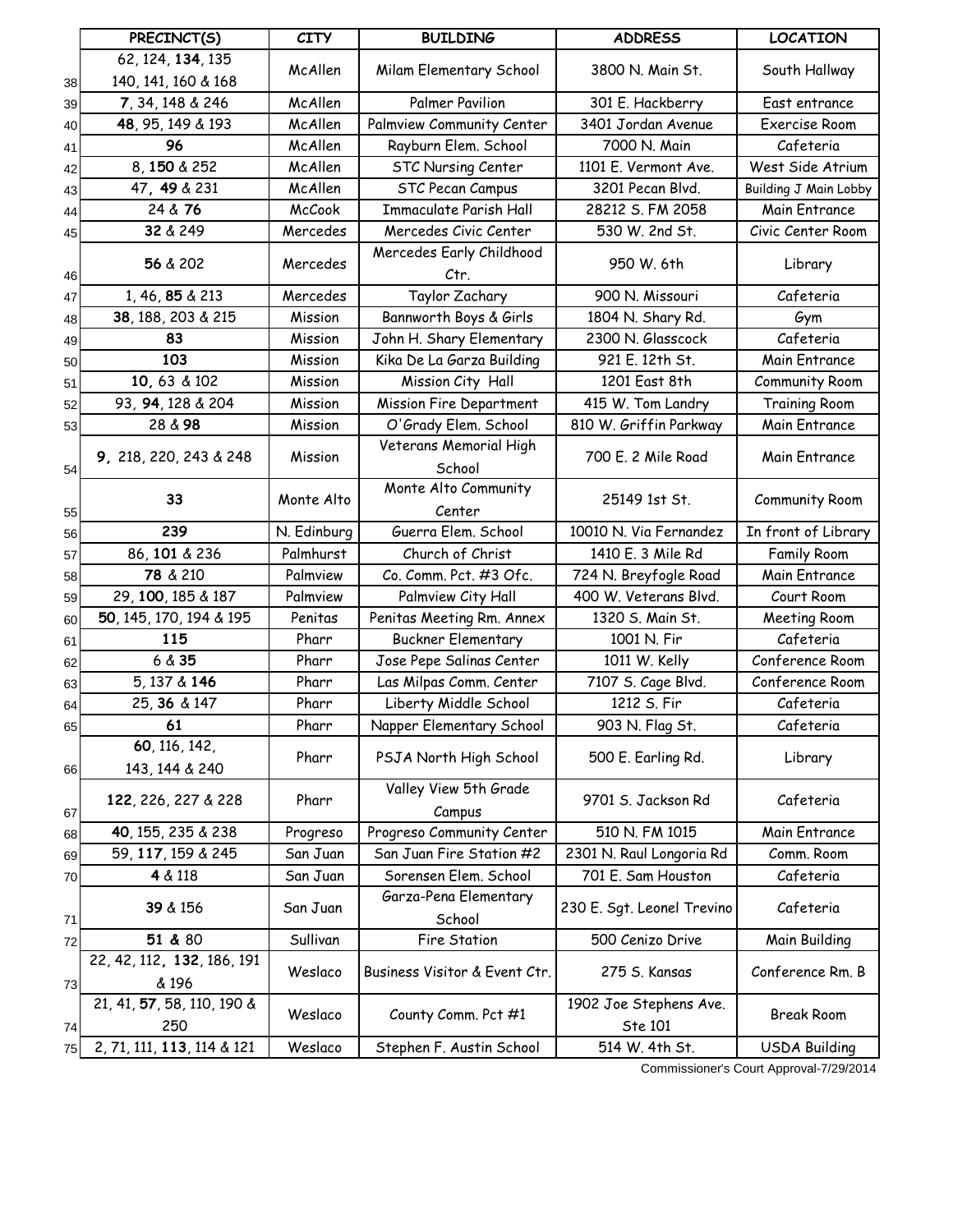| | PRECINCT(S) | CITY | BUILDING | ADDRESS | LOCATION |
|---|---|---|---|---|---|
| 38 | 62, 124, **134**, 135 140, 141, 160 & 168 | McAllen | Milam Elementary School | 3800 N. Main St. | South Hallway |
| 39 | **7**, 34, 148 & 246 | McAllen | Palmer Pavilion | 301 E. Hackberry | East entrance |
| 40 | **48**, 95, 149 & 193 | McAllen | Palmview Community Center | 3401 Jordan Avenue | Exercise Room |
| 41 | **96** | McAllen | Rayburn Elem. School | 7000 N. Main | Cafeteria |
| 42 | 8, **150** & 252 | McAllen | STC Nursing Center | 1101 E. Vermont Ave. | West Side Atrium |
| 43 | 47, **49** & 231 | McAllen | STC Pecan Campus | 3201 Pecan Blvd. | Building J Main Lobby |
| 44 | 24 & **76** | McCook | Immaculate Parish Hall | 28212 S. FM 2058 | Main Entrance |
| 45 | **32** & 249 | Mercedes | Mercedes Civic Center | 530 W. 2nd St. | Civic Center Room |
| 46 | **56** & 202 | Mercedes | Mercedes Early Childhood Ctr. | 950 W. 6th | Library |
| 47 | 1, 46, **85** & 213 | Mercedes | Taylor Zachary | 900 N. Missouri | Cafeteria |
| 48 | **38**, 188, 203 & 215 | Mission | Bannworth Boys & Girls | 1804 N. Shary Rd. | Gym |
| 49 | **83** | Mission | John H. Shary Elementary | 2300 N. Glasscock | Cafeteria |
| 50 | **103** | Mission | Kika De La Garza Building | 921 E. 12th St. | Main Entrance |
| 51 | **10**, 63 & 102 | Mission | Mission City Hall | 1201 East 8th | Community Room |
| 52 | 93, **94**, 128 & 204 | Mission | Mission Fire Department | 415 W. Tom Landry | Training Room |
| 53 | 28 & **98** | Mission | O'Grady Elem. School | 810 W. Griffin Parkway | Main Entrance |
| 54 | **9**, 218, 220, 243 & 248 | Mission | Veterans Memorial High School | 700 E. 2 Mile Road | Main Entrance |
| 55 | **33** | Monte Alto | Monte Alto Community Center | 25149 1st St. | Community Room |
| 56 | **239** | N. Edinburg | Guerra Elem. School | 10010 N. Via Fernandez | In front of Library |
| 57 | 86, **101** & 236 | Palmhurst | Church of Christ | 1410 E. 3 Mile Rd | Family Room |
| 58 | **78** & 210 | Palmview | Co. Comm. Pct. #3 Ofc. | 724 N. Breyfogle Road | Main Entrance |
| 59 | 29, **100**, 185 & 187 | Palmview | Palmview City Hall | 400 W. Veterans Blvd. | Court Room |
| 60 | **50**, 145, 170, 194 & 195 | Penitas | Penitas Meeting Rm. Annex | 1320 S. Main St. | Meeting Room |
| 61 | **115** | Pharr | Buckner Elementary | 1001 N. Fir | Cafeteria |
| 62 | 6 & **35** | Pharr | Jose Pepe Salinas Center | 1011 W. Kelly | Conference Room |
| 63 | 5, 137 & **146** | Pharr | Las Milpas Comm. Center | 7107 S. Cage Blvd. | Conference Room |
| 64 | 25, **36** & 147 | Pharr | Liberty Middle School | 1212 S. Fir | Cafeteria |
| 65 | **61** | Pharr | Napper Elementary School | 903 N. Flag St. | Cafeteria |
| 66 | **60**, 116, 142, 143, 144 & 240 | Pharr | PSJA North High School | 500 E. Earling Rd. | Library |
| 67 | **122**, 226, 227 & 228 | Pharr | Valley View 5th Grade Campus | 9701 S. Jackson Rd | Cafeteria |
| 68 | **40**, 155, 235 & 238 | Progreso | Progreso Community Center | 510 N. FM 1015 | Main Entrance |
| 69 | 59, **117**, 159 & 245 | San Juan | San Juan Fire Station #2 | 2301 N. Raul Longoria Rd | Comm. Room |
| 70 | **4** & 118 | San Juan | Sorensen Elem. School | 701 E. Sam Houston | Cafeteria |
| 71 | **39** & 156 | San Juan | Garza-Pena Elementary School | 230 E. Sgt. Leonel Trevino | Cafeteria |
| 72 | **51 &** 80 | Sullivan | Fire Station | 500 Cenizo Drive | Main Building |
| 73 | 22, 42, 112, **132**, 186, 191 & 196 | Weslaco | Business Visitor & Event Ctr. | 275 S. Kansas | Conference Rm. B |
| 74 | 21, 41, **57**, 58, 110, 190 & 250 | Weslaco | County Comm. Pct #1 | 1902 Joe Stephens Ave. Ste 101 | Break Room |
| 75 | 2, 71, 111, **113**, 114 & 121 | Weslaco | Stephen F. Austin School | 514 W. 4th St. | USDA Building |

Commissioner's Court Approval-7/29/2014